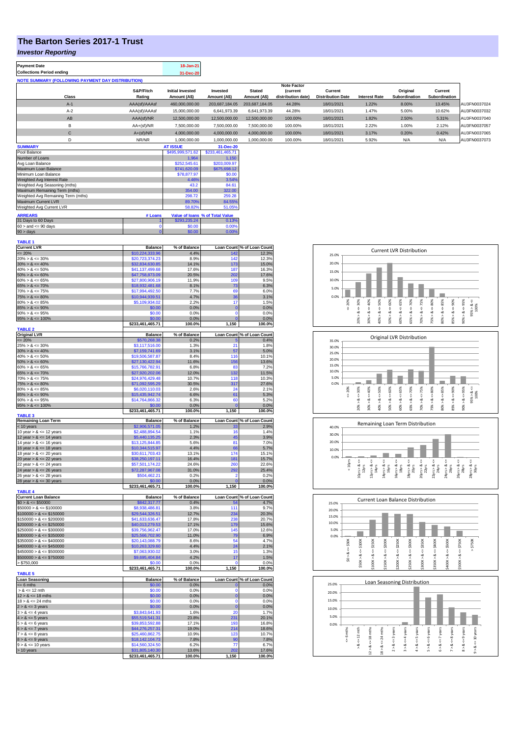# The Barton Series 2017-1 Trust

## *Investor Reporting*

| Payment Date | 18-Jan-21 |
|---|---|
| Collections Period ending | 31-Dec-20 |

**NOTE SUMMARY (FOLLOWING PAYMENT DAY DISTRIBUTION)**

| Class | S&P/Fitch Rating | Initial Invested Amount (A$) | Invested Amount (A$) | Stated Amount (A$) | Note Factor (current distribution date) | Current Distribution Date | Interest Rate | Original Subordination | Current Subordination | |
|---|---|---|---|---|---|---|---|---|---|---|
| A-1 | AAA(sf)/AAAsf | 460,000,000.00 | 203,687,184.05 | 203,687,184.05 | 44.28% | 18/01/2021 | 1.22% | 8.00% | 13.45% | AU3FN0037024 |
| A-2 | AAA(sf)/AAAsf | 15,000,000.00 | 6,641,973.39 | 6,641,973.39 | 44.28% | 18/01/2021 | 1.47% | 5.00% | 10.62% | AU3FN0037032 |
| AB | AAA(sf)/NR | 12,500,000.00 | 12,500,000.00 | 12,500,000.00 | 100.00% | 18/01/2021 | 1.82% | 2.50% | 5.31% | AU3FN0037040 |
| B | AA+(sf)/NR | 7,500,000.00 | 7,500,000.00 | 7,500,000.00 | 100.00% | 18/01/2021 | 2.22% | 1.00% | 2.12% | AU3FN0037057 |
| C | A+(sf)/NR | 4,000,000.00 | 4,000,000.00 | 4,000,000.00 | 100.00% | 18/01/2021 | 3.17% | 0.20% | 0.42% | AU3FN0037065 |
| D | NR/NR | 1,000,000.00 | 1,000,000.00 | 1,000,000.00 | 100.00% | 18/01/2021 | 5.92% | N/A | N/A | AU3FN0037073 |

| SUMMARY | AT ISSUE | 31-Dec-20 |
|---|---|---|
| Pool Balance | $495,999,571.62 | $233,461,465.71 |
| Number of Loans | 1,964 | 1,150 |
| Avg Loan Balance | $252,545.61 | $203,009.97 |
| Maximum Loan Balance | $741,620.09 | $675,698.12 |
| Minimum Loan Balance | $78,877.97 | $0.00 |
| Weighted Avg Interest Rate | 4.46% | 3.54% |
| Weighted Avg Seasoning (mths) | 43.2 | 84.61 |
| Maximum Remaining Term (mths) | 354.00 | 322.00 |
| Weighted Avg Remaining Term (mths) | 298.72 | 259.28 |
| Maximum Current LVR | 89.70% | 84.55% |
| Weighted Avg Current LVR | 58.82% | 51.05% |

| ARREARS | # Loans | Value of loans | % of Total Value |
|---|---|---|---|
| 31 Days to 60 Days | 1 | $293,235.24 | 0.13% |
| 60 > and <= 90 days | 0 | $0.00 | 0.00% |
| 90 > days | 0 | $0.00 | 0.00% |

**TABLE 1**

| Current LVR | Balance | % of Balance | Loan Count | % of Loan Count |
|---|---|---|---|---|
| <= 20% | $10,224,333.96 | 4.4% | 142 | 12.3% |
| 20% > & <= 30% | $20,723,374.23 | 8.9% | 142 | 12.3% |
| 30% > & <= 40% | $32,834,630.85 | 14.1% | 173 | 15.0% |
| 40% > & <= 50% | $41,137,499.68 | 17.6% | 187 | 16.3% |
| 50% > & <= 60% | $47,758,873.09 | 20.5% | 202 | 17.6% |
| 60% > & <= 65% | $27,800,906.19 | 11.9% | 109 | 9.5% |
| 65% > & <= 70% | $18,932,481.68 | 8.1% | 73 | 6.3% |
| 70% > & <= 75% | $17,994,492.50 | 7.7% | 69 | 6.0% |
| 75% > & <= 80% | $10,944,939.51 | 4.7% | 36 | 3.1% |
| 80% > & <= 85% | $5,109,934.02 | 2.2% | 17 | 1.5% |
| 85% > & <= 90% | $0.00 | 0.0% | 0 | 0.0% |
| 90% > & <= 95% | $0.00 | 0.0% | 0 | 0.0% |
| 95% > & <= 100% | $0.00 | 0.0% | 0 | 0.0% |
| | $233,461,465.71 | 100.0% | 1,150 | 100.0% |

**TABLE 2**

| Original LVR | Balance | % of Balance | Loan Count | % of Loan Count |
|---|---|---|---|---|
| <= 20% | $570,268.38 | 0.2% | 5 | 0.4% |
| 25% > & <= 30% | $3,117,516.00 | 1.3% | 21 | 1.8% |
| 30% > & <= 40% | $7,159,741.69 | 3.1% | 57 | 5.0% |
| 40% > & <= 50% | $19,506,587.87 | 8.4% | 116 | 10.1% |
| 50% > & <= 60% | $27,130,422.94 | 11.6% | 156 | 13.6% |
| 60% > & <= 65% | $15,766,782.91 | 6.8% | 83 | 7.2% |
| 65% > & <= 70% | $27,920,202.06 | 12.0% | 132 | 11.5% |
| 70% > & <= 75% | $24,976,429.48 | 10.7% | 118 | 10.3% |
| 75% > & <= 80% | $71,092,595.29 | 30.5% | 317 | 27.6% |
| 80% > & <= 85% | $6,020,110.03 | 2.6% | 24 | 2.1% |
| 85% > & <= 90% | $15,435,942.74 | 6.6% | 61 | 5.3% |
| 90% > & <= 95% | $14,764,866.32 | 6.3% | 60 | 5.2% |
| 95% > & <= 100% | $0.00 | 0.0% | 0 | 0.0% |
| | $233,461,465.71 | 100.0% | 1,150 | 100.0% |

**TABLE 3**

| Remaining Loan Term | Balance | % of Balance | Loan Count | % of Loan Count |
|---|---|---|---|---|
| < 10 years | $2,906,571.05 | 1.2% | 33 | 2.9% |
| 10 year > & <= 12 years | $2,488,894.54 | 1.1% | 16 | 1.4% |
| 12 year > & <= 14 years | $5,440,135.25 | 2.3% | 45 | 3.9% |
| 14 year > & <= 16 years | $13,125,844.85 | 5.6% | 81 | 7.0% |
| 16 year > & <= 18 years | $10,344,515.97 | 4.4% | 66 | 5.7% |
| 18 year > & <= 20 years | $30,611,703.43 | 13.1% | 174 | 15.1% |
| 20 year > & <= 22 years | $38,250,197.11 | 16.4% | 181 | 15.7% |
| 22 year > & <= 24 years | $57,501,174.22 | 24.6% | 260 | 22.6% |
| 24 year > & <= 26 years | $72,287,967.08 | 31.0% | 292 | 25.4% |
| 26 year > & <= 28 years | $504,462.21 | 0.2% | 2 | 0.2% |
| 28 year > & <= 30 years | $0.00 | 0.0% | 0 | 0.0% |
| | $233,461,465.71 | 100.0% | 1,150 | 100.0% |

**TABLE 4**

| Current Loan Balance | Balance | % of Balance | Loan Count | % of Loan Count |
|---|---|---|---|---|
| $0 > & <= $50000 | $842,317.77 | 0.4% | 54 | 4.7% |
| $50000 > & <= $100000 | $8,938,486.81 | 3.8% | 111 | 9.7% |
| $100000 > & <= $150000 | $29,544,326.51 | 12.7% | 234 | 20.3% |
| $150000 > & <= $200000 | $41,633,636.47 | 17.8% | 238 | 20.7% |
| $200000 > & <= $250000 | $40,013,279.53 | 17.1% | 179 | 15.6% |
| $250000 > & <= $300000 | $39,756,962.47 | 17.0% | 145 | 12.6% |
| $300000 > & <= $350000 | $25,566,702.90 | 11.0% | 79 | 6.9% |
| $350000 > & <= $400000 | $20,143,088.79 | 8.6% | 54 | 4.7% |
| $400000 > & <= $450000 | $10,263,329.60 | 4.4% | 24 | 2.1% |
| $450000 > & <= $500000 | $7,063,930.02 | 3.0% | 15 | 1.3% |
| $500000 > & <= $750000 | $9,695,404.84 | 4.2% | 17 | 1.5% |
| > $750,000 | $0.00 | 0.0% | 0 | 0.0% |
| | $233,461,465.71 | 100.0% | 1,150 | 100.0% |

**TABLE 5**

| Loan Seasoning | Balance | % of Balance | Loan Count | % of Loan Count |
|---|---|---|---|---|
| <= 6 mths | $0.00 | 0.0% | 0 | 0.0% |
| > & <= 12 mth | $0.00 | 0.0% | 0 | 0.0% |
| 12 > & <= 18 mths | $0.00 | 0.0% | 0 | 0.0% |
| 18 > & <= 24 mths | $0.00 | 0.0% | 0 | 0.0% |
| 2 > & <= 3 years | $0.00 | 0.0% | 0 | 0.0% |
| 3 > & <= 4 years | $3,843,641.93 | 1.6% | 20 | 1.7% |
| 4 > & <= 5 years | $55,519,541.31 | 23.8% | 231 | 20.1% |
| 5 > & <= 6 years | $39,853,592.88 | 17.1% | 193 | 16.8% |
| 6 > & <= 7 years | $44,276,257.31 | 19.0% | 214 | 18.6% |
| 7 > & <= 8 years | $25,460,862.75 | 10.9% | 123 | 10.7% |
| 8 > & <= 9 years | $18,142,104.73 | 7.8% | 90 | 7.8% |
| 9 > & <= 10 years | $14,560,324.50 | 6.2% | 77 | 6.7% |
| > 10 years | $31,805,140.30 | 13.6% | 202 | 17.6% |
| | $233,461,465.71 | 100.0% | 1,150 | 100.0% |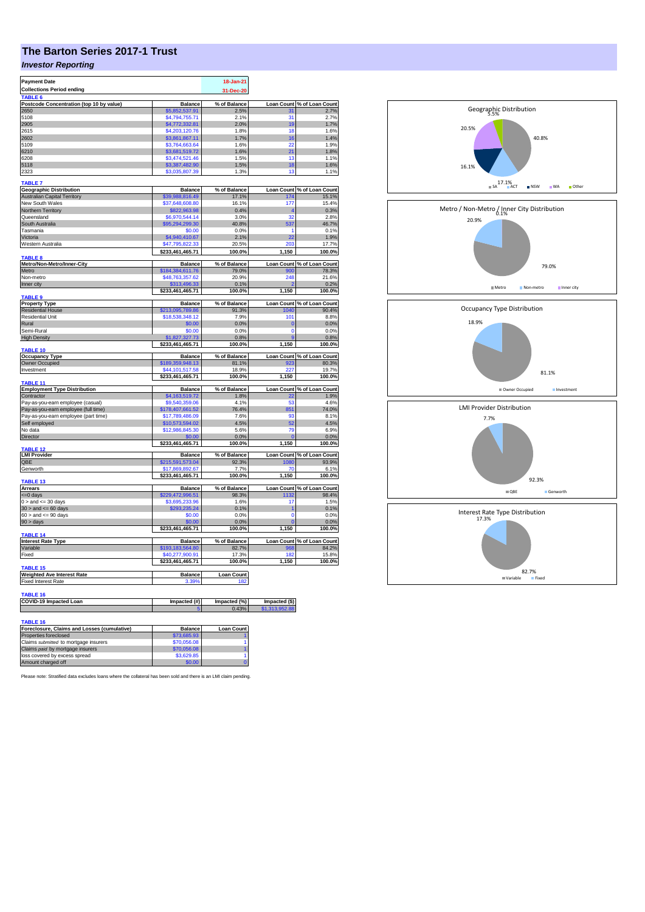# The Barton Series 2017-1 Trust

***Investor Reporting***

| Payment Date | 18-Jan-21 |
|---|---|
| Collections Period ending | 31-Dec-20 |

**TABLE 6**

| Postcode Concentration (top 10 by value) | Balance | % of Balance | Loan Count | % of Loan Count |
|---|---|---|---|---|
| 2650 | $5,852,537.91 | 2.5% | 31 | 2.7% |
| 5108 | $4,794,755.71 | 2.1% | 31 | 2.7% |
| 2905 | $4,772,332.81 | 2.0% | 19 | 1.7% |
| 2615 | $4,203,120.76 | 1.8% | 18 | 1.6% |
| 2602 | $3,861,867.11 | 1.7% | 16 | 1.4% |
| 5109 | $3,764,663.64 | 1.6% | 22 | 1.9% |
| 6210 | $3,681,519.72 | 1.6% | 21 | 1.8% |
| 6208 | $3,474,521.46 | 1.5% | 13 | 1.1% |
| 5118 | $3,387,482.90 | 1.5% | 18 | 1.6% |
| 2323 | $3,035,807.39 | 1.3% | 13 | 1.1% |

**TABLE 7**

| Geographic Distribution | Balance | % of Balance | Loan Count | % of Loan Count |
|---|---|---|---|---|
| Australian Capital Territory | $39,988,816.49 | 17.1% | 174 | 15.1% |
| New South Wales | $37,648,608.80 | 16.1% | 177 | 15.4% |
| Northern Territory | $822,963.98 | 0.4% | 4 | 0.3% |
| Queensland | $6,970,544.14 | 3.0% | 32 | 2.8% |
| South Australia | $95,294,299.30 | 40.8% | 537 | 46.7% |
| Tasmania | $0.00 | 0.0% | 1 | 0.1% |
| Victoria | $4,940,410.67 | 2.1% | 22 | 1.9% |
| Western Australia | $47,795,822.33 | 20.5% | 203 | 17.7% |
| | $233,461,465.71 | 100.0% | 1,150 | 100.0% |

**TABLE 8**

| Metro/Non-Metro/Inner-City | Balance | % of Balance | Loan Count | % of Loan Count |
|---|---|---|---|---|
| Metro | $184,384,611.76 | 79.0% | 900 | 78.3% |
| Non-metro | $48,763,357.62 | 20.9% | 248 | 21.6% |
| Inner city | $313,496.33 | 0.1% | 2 | 0.2% |
| | $233,461,465.71 | 100.0% | 1,150 | 100.0% |

**TABLE 9**

| Property Type | Balance | % of Balance | Loan Count | % of Loan Count |
|---|---|---|---|---|
| Residential House | $213,095,789.86 | 91.3% | 1040 | 90.4% |
| Residential Unit | $18,538,348.12 | 7.9% | 101 | 8.8% |
| Rural | $0.00 | 0.0% | 0 | 0.0% |
| Semi-Rural | $0.00 | 0.0% | 0 | 0.0% |
| High Density | $1,827,327.73 | 0.8% | 9 | 0.8% |
| | $233,461,465.71 | 100.0% | 1,150 | 100.0% |

**TABLE 10**

| Occupancy Type | Balance | % of Balance | Loan Count | % of Loan Count |
|---|---|---|---|---|
| Owner Occupied | $189,359,948.13 | 81.1% | 923 | 80.3% |
| Investment | $44,101,517.58 | 18.9% | 227 | 19.7% |
| | $233,461,465.71 | 100.0% | 1,150 | 100.0% |

**TABLE 11**

| Employment Type Distribution | Balance | % of Balance | Loan Count | % of Loan Count |
|---|---|---|---|---|
| Contractor | $4,163,519.72 | 1.8% | 22 | 1.9% |
| Pay-as-you-earn employee (casual) | $9,540,359.06 | 4.1% | 53 | 4.6% |
| Pay-as-you-earn employee (full time) | $178,407,661.52 | 76.4% | 851 | 74.0% |
| Pay-as-you-earn employee (part time) | $17,789,486.09 | 7.6% | 93 | 8.1% |
| Self employed | $10,573,594.02 | 4.5% | 52 | 4.5% |
| No data | $12,986,845.30 | 5.6% | 79 | 6.9% |
| Director | $0.00 | 0.0% | 0 | 0.0% |
| | $233,461,465.71 | 100.0% | 1,150 | 100.0% |

**TABLE 12**

| LMI Provider | Balance | % of Balance | Loan Count | % of Loan Count |
|---|---|---|---|---|
| QBE | $215,591,573.04 | 92.3% | 1080 | 93.9% |
| Genworth | $17,869,892.67 | 7.7% | 70 | 6.1% |
| | $233,461,465.71 | 100.0% | 1,150 | 100.0% |

**TABLE 13**

| Arrears | Balance | % of Balance | Loan Count | % of Loan Count |
|---|---|---|---|---|
| <=0 days | $229,472,996.51 | 98.3% | 1132 | 98.4% |
| 0 > and <= 30 days | $3,695,233.96 | 1.6% | 17 | 1.5% |
| 30 > and <= 60 days | $293,235.24 | 0.1% | 1 | 0.1% |
| 60 > and <= 90 days | $0.00 | 0.0% | 0 | 0.0% |
| 90 > days | $0.00 | 0.0% | 0 | 0.0% |
| | $233,461,465.71 | 100.0% | 1,150 | 100.0% |

**TABLE 14**

| Interest Rate Type | Balance | % of Balance | Loan Count | % of Loan Count |
|---|---|---|---|---|
| Variable | $193,183,564.80 | 82.7% | 968 | 84.2% |
| Fixed | $40,277,900.91 | 17.3% | 182 | 15.8% |
| | $233,461,465.71 | 100.0% | 1,150 | 100.0% |

**TABLE 15**

| Weighted Ave Interest Rate | Balance | Loan Count |
|---|---|---|
| Fixed Interest Rate | 3.39% | 182 |

**TABLE 16**

| COVID-19 Impacted Loan | Impacted (#) | Impacted (%) | Impacted ($) |
|---|---|---|---|
| | 5 | 0.43% | $1,313,952.88 |

**TABLE 16**

| Foreclosure, Claims and Losses (cumulative) | Balance | Loan Count |
|---|---|---|
| Properties foreclosed | $73,685.93 | 1 |
| Claims *submitted* to mortgage insurers | $70,056.08 | 1 |
| Claims *paid* by mortgage insurers | $70,056.08 | 1 |
| loss covered by excess spread | $3,629.85 | 1 |
| Amount charged off | $0.00 | 0 |

Please note: Stratified data excludes loans where the collateral has been sold and there is an LMI claim pending.

Geographic Distribution: SA 40.8%, WA 20.5%, ACT 17.1%, NSW 16.1%, Other 5.5%

Metro / Non-Metro / Inner City Distribution: Metro 79.0%, Non-metro 20.9%, Inner city 0.1%

Occupancy Type Distribution: Owner Occupied 81.1%, Investment 18.9%

LMI Provider Distribution: QBE 92.3%, Genworth 7.7%

Interest Rate Type Distribution: Variable 82.7%, Fixed 17.3%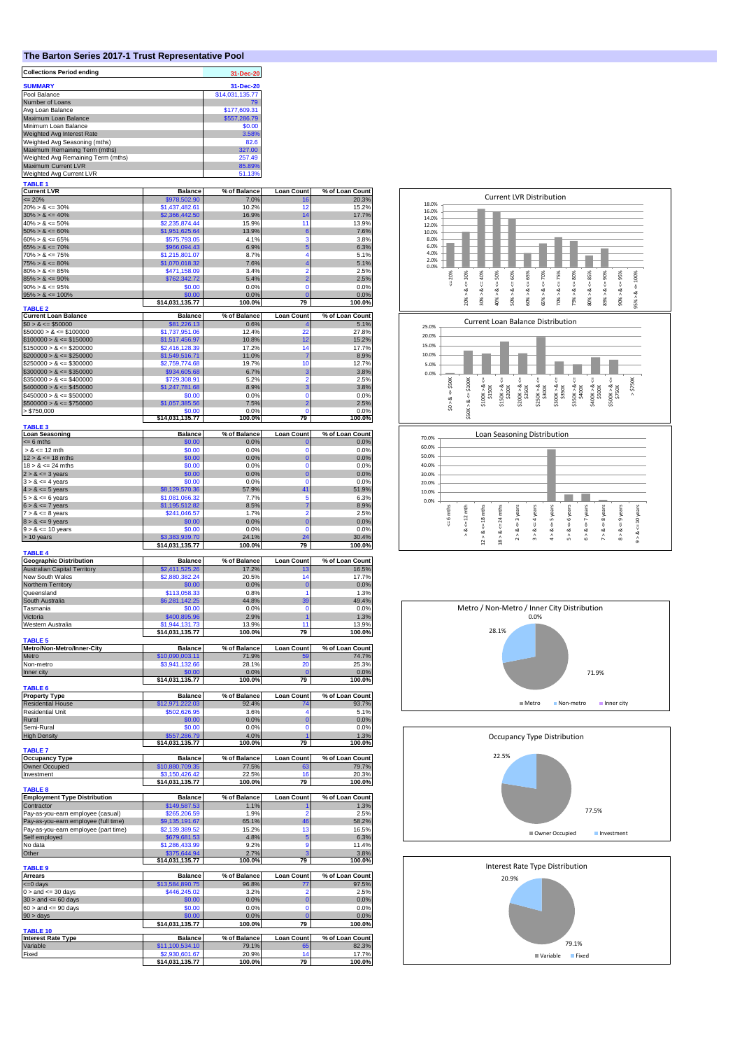# The Barton Series 2017-1 Trust Representative Pool

| Collections Period ending | 31-Dec-20 |
|---|---|

| SUMMARY | 31-Dec-20 |
|---|---|
| Pool Balance | $14,031,135.77 |
| Number of Loans | 79 |
| Avg Loan Balance | $177,609.31 |
| Maximum Loan Balance | $557,286.79 |
| Minimum Loan Balance | $0.00 |
| Weighted Avg Interest Rate | 3.58% |
| Weighted Avg Seasoning (mths) | 82.6 |
| Maximum Remaining Term (mths) | 327.00 |
| Weighted Avg Remaining Term (mths) | 257.49 |
| Maximum Current LVR | 85.89% |
| Weighted Avg Current LVR | 51.13% |

**TABLE 1**

| Current LVR | Balance | % of Balance | Loan Count | % of Loan Count |
|---|---|---|---|---|
| <= 20% | $978,502.90 | 7.0% | 16 | 20.3% |
| 20% > & <= 30% | $1,437,482.61 | 10.2% | 12 | 15.2% |
| 30% > & <= 40% | $2,366,442.50 | 16.9% | 14 | 17.7% |
| 40% > & <= 50% | $2,235,874.44 | 15.9% | 11 | 13.9% |
| 50% > & <= 60% | $1,951,625.64 | 13.9% | 6 | 7.6% |
| 60% > & <= 65% | $575,793.05 | 4.1% | 3 | 3.8% |
| 65% > & <= 70% | $966,094.43 | 6.9% | 5 | 6.3% |
| 70% > & <= 75% | $1,215,801.07 | 8.7% | 4 | 5.1% |
| 75% > & <= 80% | $1,070,018.32 | 7.6% | 4 | 5.1% |
| 80% > & <= 85% | $471,158.09 | 3.4% | 2 | 2.5% |
| 85% > & <= 90% | $762,342.72 | 5.4% | 2 | 2.5% |
| 90% > & <= 95% | $0.00 | 0.0% | 0 | 0.0% |
| 95% > & <= 100% | $0.00 | 0.0% | 0 | 0.0% |
| | $14,031,135.77 | 100.0% | 79 | 100.0% |

**TABLE 2**

| Current Loan Balance | Balance | % of Balance | Loan Count | % of Loan Count |
|---|---|---|---|---|
| $0 > & <= $50000 | $81,226.13 | 0.6% | 4 | 5.1% |
| $50000 > & <= $100000 | $1,737,951.06 | 12.4% | 22 | 27.8% |
| $100000 > & <= $150000 | $1,517,456.97 | 10.8% | 12 | 15.2% |
| $150000 > & <= $200000 | $2,416,128.39 | 17.2% | 14 | 17.7% |
| $200000 > & <= $250000 | $1,549,516.71 | 11.0% | 7 | 8.9% |
| $250000 > & <= $300000 | $2,759,774.68 | 19.7% | 10 | 12.7% |
| $300000 > & <= $350000 | $934,605.68 | 6.7% | 3 | 3.8% |
| $350000 > & <= $400000 | $729,308.91 | 5.2% | 2 | 2.5% |
| $400000 > & <= $450000 | $1,247,781.68 | 8.9% | 3 | 3.8% |
| $450000 > & <= $500000 | $0.00 | 0.0% | 0 | 0.0% |
| $500000 > & <= $750000 | $1,057,385.56 | 7.5% | 2 | 2.5% |
| > $750,000 | $0.00 | 0.0% | 0 | 0.0% |
| | $14,031,135.77 | 100.0% | 79 | 100.0% |

**TABLE 3**

| Loan Seasoning | Balance | % of Balance | Loan Count | % of Loan Count |
|---|---|---|---|---|
| <= 6 mths | $0.00 | 0.0% | 0 | 0.0% |
| > & <= 12 mth | $0.00 | 0.0% | 0 | 0.0% |
| 12 > & <= 18 mths | $0.00 | 0.0% | 0 | 0.0% |
| 18 > & <= 24 mths | $0.00 | 0.0% | 0 | 0.0% |
| 2 > & <= 3 years | $0.00 | 0.0% | 0 | 0.0% |
| 3 > & <= 4 years | $0.00 | 0.0% | 0 | 0.0% |
| 4 > & <= 5 years | $8,129,570.36 | 57.9% | 41 | 51.9% |
| 5 > & <= 6 years | $1,081,066.32 | 7.7% | 5 | 6.3% |
| 6 > & <= 7 years | $1,195,512.82 | 8.5% | 7 | 8.9% |
| 7 > & <= 8 years | $241,046.57 | 1.7% | 2 | 2.5% |
| 8 > & <= 9 years | $0.00 | 0.0% | 0 | 0.0% |
| 9 > & <= 10 years | $0.00 | 0.0% | 0 | 0.0% |
| > 10 years | $3,383,939.70 | 24.1% | 24 | 30.4% |
| | $14,031,135.77 | 100.0% | 79 | 100.0% |

**TABLE 4**

| Geographic Distribution | Balance | % of Balance | Loan Count | % of Loan Count |
|---|---|---|---|---|
| Australian Capital Territory | $2,411,525.26 | 17.2% | 13 | 16.5% |
| New South Wales | $2,880,382.24 | 20.5% | 14 | 17.7% |
| Northern Territory | $0.00 | 0.0% | 0 | 0.0% |
| Queensland | $113,058.33 | 0.8% | 1 | 1.3% |
| South Australia | $6,281,142.25 | 44.8% | 39 | 49.4% |
| Tasmania | $0.00 | 0.0% | 0 | 0.0% |
| Victoria | $400,895.96 | 2.9% | 1 | 1.3% |
| Western Australia | $1,944,131.73 | 13.9% | 11 | 13.9% |
| | $14,031,135.77 | 100.0% | 79 | 100.0% |

**TABLE 5**

| Metro/Non-Metro/Inner-City | Balance | % of Balance | Loan Count | % of Loan Count |
|---|---|---|---|---|
| Metro | $10,090,003.11 | 71.9% | 59 | 74.7% |
| Non-metro | $3,941,132.66 | 28.1% | 20 | 25.3% |
| Inner city | $0.00 | 0.0% | 0 | 0.0% |
| | $14,031,135.77 | 100.0% | 79 | 100.0% |

**TABLE 6**

| Property Type | Balance | % of Balance | Loan Count | % of Loan Count |
|---|---|---|---|---|
| Residential House | $12,971,222.03 | 92.4% | 74 | 93.7% |
| Residential Unit | $502,626.95 | 3.6% | 4 | 5.1% |
| Rural | $0.00 | 0.0% | 0 | 0.0% |
| Semi-Rural | $0.00 | 0.0% | 0 | 0.0% |
| High Density | $557,286.79 | 4.0% | 1 | 1.3% |
| | $14,031,135.77 | 100.0% | 79 | 100.0% |

**TABLE 7**

| Occupancy Type | Balance | % of Balance | Loan Count | % of Loan Count |
|---|---|---|---|---|
| Owner Occupied | $10,880,709.35 | 77.5% | 63 | 79.7% |
| Investment | $3,150,426.42 | 22.5% | 16 | 20.3% |
| | $14,031,135.77 | 100.0% | 79 | 100.0% |

**TABLE 8**

| Employment Type Distribution | Balance | % of Balance | Loan Count | % of Loan Count |
|---|---|---|---|---|
| Contractor | $149,587.53 | 1.1% | 1 | 1.3% |
| Pay-as-you-earn employee (casual) | $265,206.59 | 1.9% | 2 | 2.5% |
| Pay-as-you-earn employee (full time) | $9,135,191.67 | 65.1% | 46 | 58.2% |
| Pay-as-you-earn employee (part time) | $2,139,389.52 | 15.2% | 13 | 16.5% |
| Self employed | $679,681.53 | 4.8% | 5 | 6.3% |
| No data | $1,286,433.99 | 9.2% | 9 | 11.4% |
| Other | $375,644.94 | 2.7% | 3 | 3.8% |
| | $14,031,135.77 | 100.0% | 79 | 100.0% |

**TABLE 9**

| Arrears | Balance | % of Balance | Loan Count | % of Loan Count |
|---|---|---|---|---|
| <=0 days | $13,584,890.75 | 96.8% | 77 | 97.5% |
| 0 > and <= 30 days | $446,245.02 | 3.2% | 2 | 2.5% |
| 30 > and <= 60 days | $0.00 | 0.0% | 0 | 0.0% |
| 60 > and <= 90 days | $0.00 | 0.0% | 0 | 0.0% |
| 90 > days | $0.00 | 0.0% | 0 | 0.0% |
| | $14,031,135.77 | 100.0% | 79 | 100.0% |

**TABLE 10**

| Interest Rate Type | Balance | % of Balance | Loan Count | % of Loan Count |
|---|---|---|---|---|
| Variable | $11,100,534.10 | 79.1% | 65 | 82.3% |
| Fixed | $2,930,601.67 | 20.9% | 14 | 17.7% |
| | $14,031,135.77 | 100.0% | 79 | 100.0% |

Current LVR Distribution

Current Loan Balance Distribution

Loan Seasoning Distribution

Metro / Non-Metro / Inner City Distribution

0.0%
28.1%
71.9%
Metro Non-metro Inner city

Occupancy Type Distribution

22.5%
77.5%
Owner Occupied Investment

Interest Rate Type Distribution

20.9%
79.1%
Variable Fixed